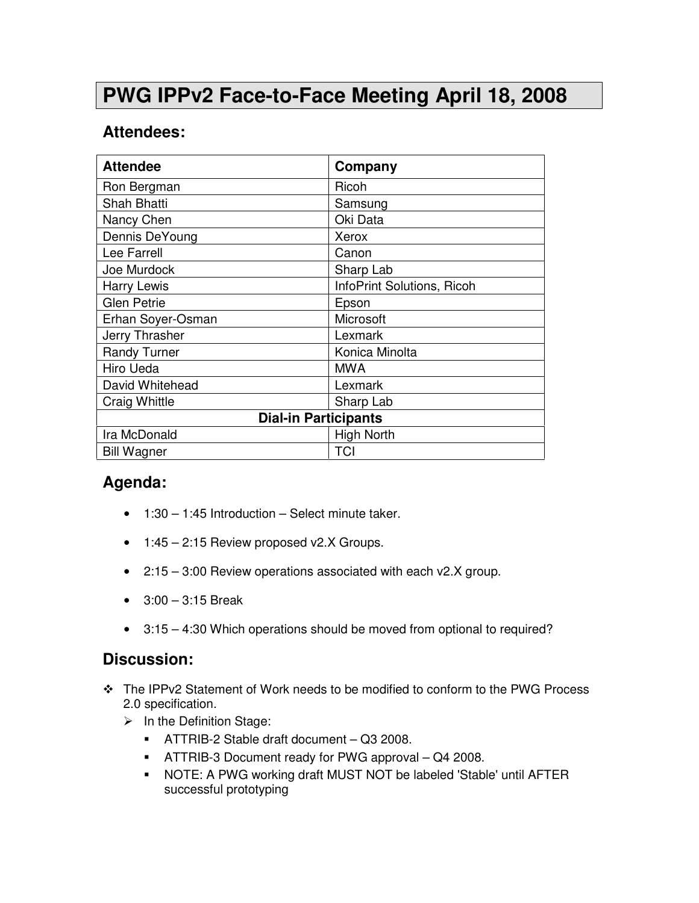# PWG IPPv2 Face-to-Face Meeting April 18, 2008

## Attendees:

| Attendee | Company |
|---|---|
| Ron Bergman | Ricoh |
| Shah Bhatti | Samsung |
| Nancy Chen | Oki Data |
| Dennis DeYoung | Xerox |
| Lee Farrell | Canon |
| Joe Murdock | Sharp Lab |
| Harry Lewis | InfoPrint Solutions, Ricoh |
| Glen Petrie | Epson |
| Erhan Soyer-Osman | Microsoft |
| Jerry Thrasher | Lexmark |
| Randy Turner | Konica Minolta |
| Hiro Ueda | MWA |
| David Whitehead | Lexmark |
| Craig Whittle | Sharp Lab |
| **Dial-in Participants** | |
| Ira McDonald | High North |
| Bill Wagner | TCI |

## Agenda:

- 1:30 – 1:45 Introduction – Select minute taker.
- 1:45 – 2:15 Review proposed v2.X Groups.
- 2:15 – 3:00 Review operations associated with each v2.X group.
- 3:00 – 3:15 Break
- 3:15 – 4:30 Which operations should be moved from optional to required?

## Discussion:

- The IPPv2 Statement of Work needs to be modified to conform to the PWG Process 2.0 specification.
  - In the Definition Stage:
    - ATTRIB-2 Stable draft document – Q3 2008.
    - ATTRIB-3 Document ready for PWG approval – Q4 2008.
    - NOTE: A PWG working draft MUST NOT be labeled 'Stable' until AFTER successful prototyping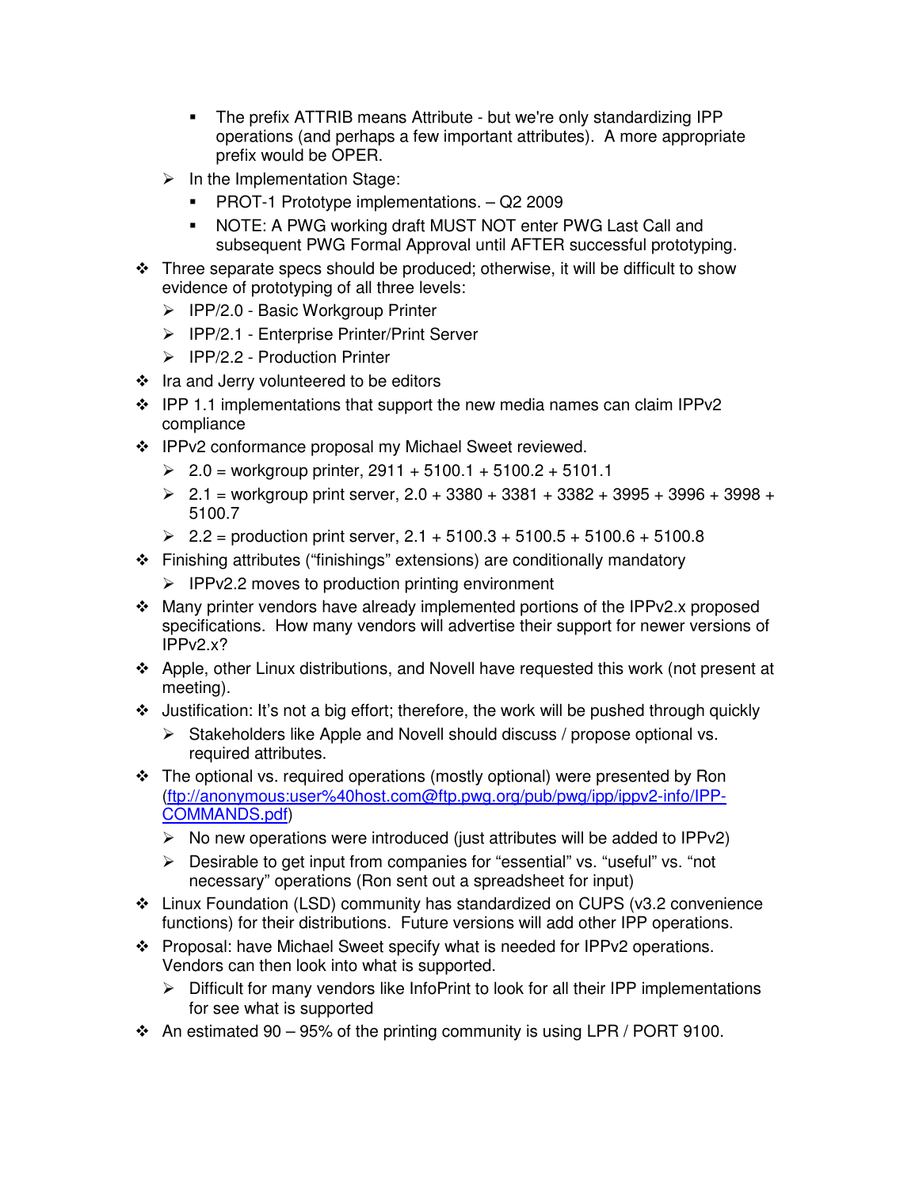- The prefix ATTRIB means Attribute - but we're only standardizing IPP operations (and perhaps a few important attributes). A more appropriate prefix would be OPER.
    - In the Implementation Stage:
        - PROT-1 Prototype implementations. – Q2 2009
        - NOTE: A PWG working draft MUST NOT enter PWG Last Call and subsequent PWG Formal Approval until AFTER successful prototyping.
- Three separate specs should be produced; otherwise, it will be difficult to show evidence of prototyping of all three levels:
    - IPP/2.0 - Basic Workgroup Printer
    - IPP/2.1 - Enterprise Printer/Print Server
    - IPP/2.2 - Production Printer
- Ira and Jerry volunteered to be editors
- IPP 1.1 implementations that support the new media names can claim IPPv2 compliance
- IPPv2 conformance proposal my Michael Sweet reviewed.
    - 2.0 = workgroup printer, 2911 + 5100.1 + 5100.2 + 5101.1
    - 2.1 = workgroup print server, 2.0 + 3380 + 3381 + 3382 + 3995 + 3996 + 3998 + 5100.7
    - 2.2 = production print server, 2.1 + 5100.3 + 5100.5 + 5100.6 + 5100.8
- Finishing attributes ("finishings" extensions) are conditionally mandatory
    - IPPv2.2 moves to production printing environment
- Many printer vendors have already implemented portions of the IPPv2.x proposed specifications. How many vendors will advertise their support for newer versions of IPPv2.x?
- Apple, other Linux distributions, and Novell have requested this work (not present at meeting).
- Justification: It's not a big effort; therefore, the work will be pushed through quickly
    - Stakeholders like Apple and Novell should discuss / propose optional vs. required attributes.
- The optional vs. required operations (mostly optional) were presented by Ron ([ftp://anonymous:user%40host.com@ftp.pwg.org/pub/pwg/ipp/ippv2-info/IPP-COMMANDS.pdf](ftp://anonymous:user%40host.com@ftp.pwg.org/pub/pwg/ipp/ippv2-info/IPP-COMMANDS.pdf))
    - No new operations were introduced (just attributes will be added to IPPv2)
    - Desirable to get input from companies for "essential" vs. "useful" vs. "not necessary" operations (Ron sent out a spreadsheet for input)
- Linux Foundation (LSD) community has standardized on CUPS (v3.2 convenience functions) for their distributions. Future versions will add other IPP operations.
- Proposal: have Michael Sweet specify what is needed for IPPv2 operations. Vendors can then look into what is supported.
    - Difficult for many vendors like InfoPrint to look for all their IPP implementations for see what is supported
- An estimated 90 – 95% of the printing community is using LPR / PORT 9100.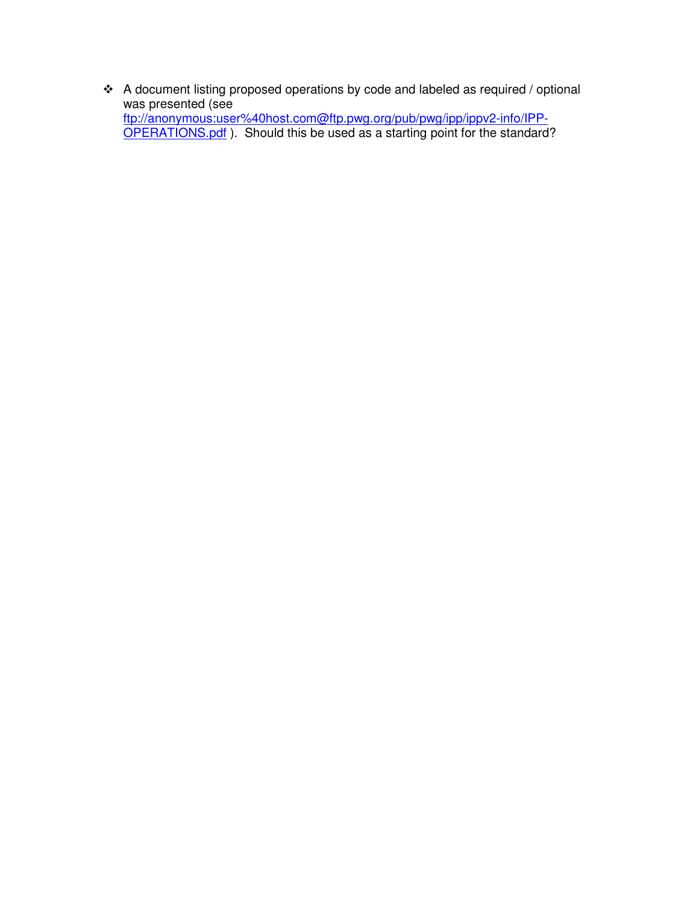- A document listing proposed operations by code and labeled as required / optional was presented (see [ftp://anonymous:user%40host.com@ftp.pwg.org/pub/pwg/ipp/ippv2-info/IPP-OPERATIONS.pdf](ftp://anonymous:user%40host.com@ftp.pwg.org/pub/pwg/ipp/ippv2-info/IPP-OPERATIONS.pdf) ). Should this be used as a starting point for the standard?